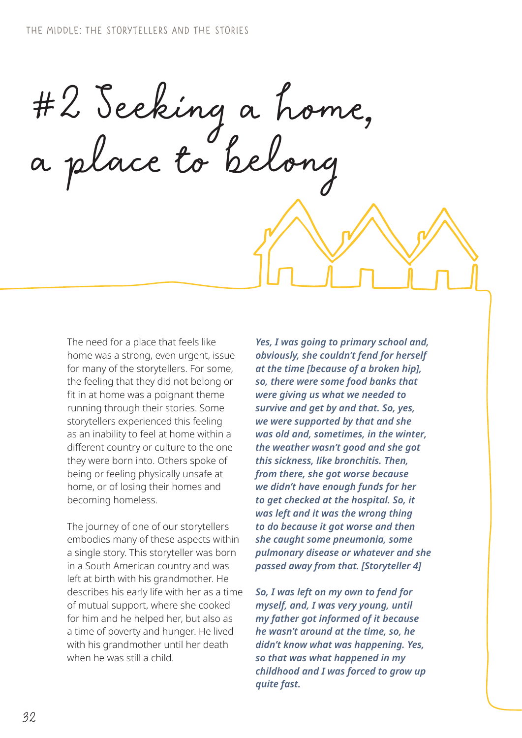# #2 Seeking a home, a place to belong

The need for a place that feels like home was a strong, even urgent, issue for many of the storytellers. For some, the feeling that they did not belong or fit in at home was a poignant theme running through their stories. Some storytellers experienced this feeling as an inability to feel at home within a different country or culture to the one they were born into. Others spoke of being or feeling physically unsafe at home, or of losing their homes and becoming homeless.

The journey of one of our storytellers embodies many of these aspects within a single story. This storyteller was born in a South American country and was left at birth with his grandmother. He describes his early life with her as a time of mutual support, where she cooked for him and he helped her, but also as a time of poverty and hunger. He lived with his grandmother until her death when he was still a child.

***Yes, I was going to primary school and, obviously, she couldn't fend for herself at the time [because of a broken hip], so, there were some food banks that were giving us what we needed to survive and get by and that. So, yes, we were supported by that and she was old and, sometimes, in the winter, the weather wasn't good and she got this sickness, like bronchitis. Then, from there, she got worse because we didn't have enough funds for her to get checked at the hospital. So, it was left and it was the wrong thing to do because it got worse and then she caught some pneumonia, some pulmonary disease or whatever and she passed away from that. [Storyteller 4]***

***So, I was left on my own to fend for myself, and, I was very young, until my father got informed of it because he wasn't around at the time, so, he didn't know what was happening. Yes, so that was what happened in my childhood and I was forced to grow up quite fast.***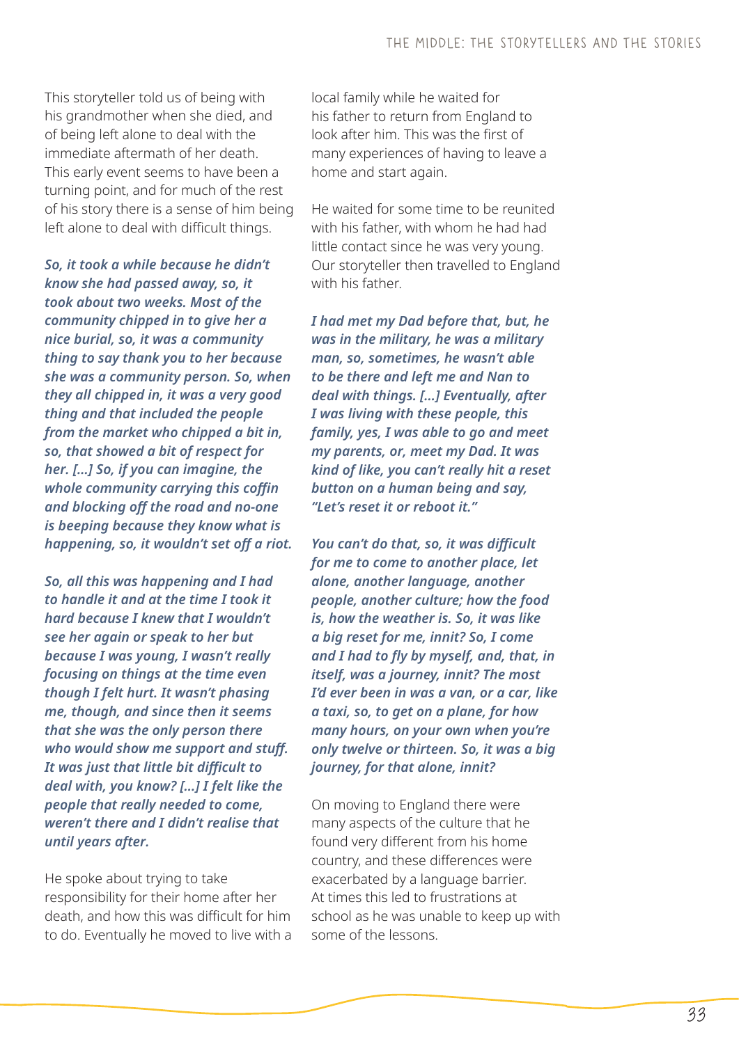This storyteller told us of being with his grandmother when she died, and of being left alone to deal with the immediate aftermath of her death. This early event seems to have been a turning point, and for much of the rest of his story there is a sense of him being left alone to deal with difficult things.

***So, it took a while because he didn't know she had passed away, so, it took about two weeks. Most of the community chipped in to give her a nice burial, so, it was a community thing to say thank you to her because she was a community person. So, when they all chipped in, it was a very good thing and that included the people from the market who chipped a bit in, so, that showed a bit of respect for her. […] So, if you can imagine, the whole community carrying this coffin and blocking off the road and no-one is beeping because they know what is happening, so, it wouldn't set off a riot.***

***So, all this was happening and I had to handle it and at the time I took it hard because I knew that I wouldn't see her again or speak to her but because I was young, I wasn't really focusing on things at the time even though I felt hurt. It wasn't phasing me, though, and since then it seems that she was the only person there who would show me support and stuff. It was just that little bit difficult to deal with, you know? […] I felt like the people that really needed to come, weren't there and I didn't realise that until years after.***

He spoke about trying to take responsibility for their home after her death, and how this was difficult for him to do. Eventually he moved to live with a local family while he waited for his father to return from England to look after him. This was the first of many experiences of having to leave a home and start again.

He waited for some time to be reunited with his father, with whom he had had little contact since he was very young. Our storyteller then travelled to England with his father.

***I had met my Dad before that, but, he was in the military, he was a military man, so, sometimes, he wasn't able to be there and left me and Nan to deal with things. […] Eventually, after I was living with these people, this family, yes, I was able to go and meet my parents, or, meet my Dad. It was kind of like, you can't really hit a reset button on a human being and say, "Let's reset it or reboot it."***

***You can't do that, so, it was difficult for me to come to another place, let alone, another language, another people, another culture; how the food is, how the weather is. So, it was like a big reset for me, innit? So, I come and I had to fly by myself, and, that, in itself, was a journey, innit? The most I'd ever been in was a van, or a car, like a taxi, so, to get on a plane, for how many hours, on your own when you're only twelve or thirteen. So, it was a big journey, for that alone, innit?***

On moving to England there were many aspects of the culture that he found very different from his home country, and these differences were exacerbated by a language barrier. At times this led to frustrations at school as he was unable to keep up with some of the lessons.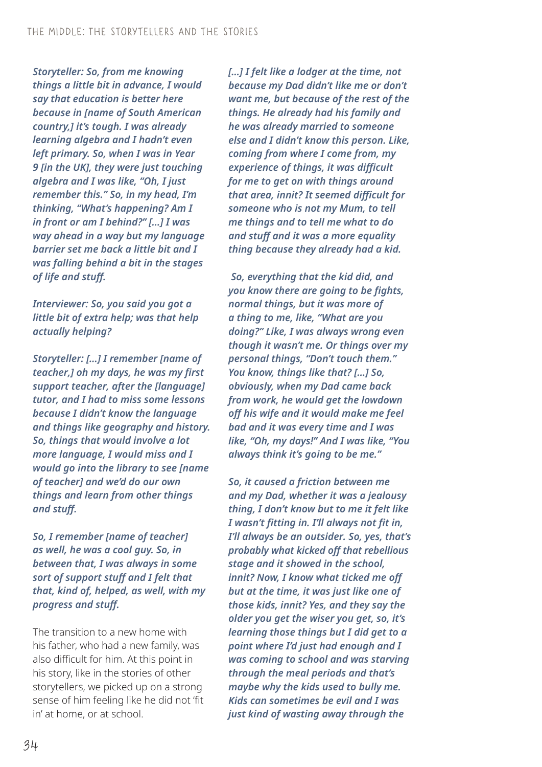*Storyteller: So, from me knowing things a little bit in advance, I would say that education is better here because in [name of South American country,] it's tough. I was already learning algebra and I hadn't even left primary. So, when I was in Year 9 [in the UK], they were just touching algebra and I was like, "Oh, I just remember this." So, in my head, I'm thinking, "What's happening? Am I in front or am I behind?" [...] I was way ahead in a way but my language barrier set me back a little bit and I was falling behind a bit in the stages of life and stuff.*

*Interviewer: So, you said you got a little bit of extra help; was that help actually helping?*

*Storyteller: [...] I remember [name of teacher,] oh my days, he was my first support teacher, after the [language] tutor, and I had to miss some lessons because I didn't know the language and things like geography and history. So, things that would involve a lot more language, I would miss and I would go into the library to see [name of teacher] and we'd do our own things and learn from other things and stuff.*

*So, I remember [name of teacher] as well, he was a cool guy. So, in between that, I was always in some sort of support stuff and I felt that that, kind of, helped, as well, with my progress and stuff.*

The transition to a new home with his father, who had a new family, was also difficult for him. At this point in his story, like in the stories of other storytellers, we picked up on a strong sense of him feeling like he did not 'fit in' at home, or at school.

*[...] I felt like a lodger at the time, not because my Dad didn't like me or don't want me, but because of the rest of the things. He already had his family and he was already married to someone else and I didn't know this person. Like, coming from where I come from, my experience of things, it was difficult for me to get on with things around that area, innit? It seemed difficult for someone who is not my Mum, to tell me things and to tell me what to do and stuff and it was a more equality thing because they already had a kid.*

*So, everything that the kid did, and you know there are going to be fights, normal things, but it was more of a thing to me, like, "What are you doing?" Like, I was always wrong even though it wasn't me. Or things over my personal things, "Don't touch them." You know, things like that? [...] So, obviously, when my Dad came back from work, he would get the lowdown off his wife and it would make me feel bad and it was every time and I was like, "Oh, my days!" And I was like, "You always think it's going to be me."*

*So, it caused a friction between me and my Dad, whether it was a jealousy thing, I don't know but to me it felt like I wasn't fitting in. I'll always not fit in, I'll always be an outsider. So, yes, that's probably what kicked off that rebellious stage and it showed in the school, innit? Now, I know what ticked me off but at the time, it was just like one of those kids, innit? Yes, and they say the older you get the wiser you get, so, it's learning those things but I did get to a point where I'd just had enough and I was coming to school and was starving through the meal periods and that's maybe why the kids used to bully me. Kids can sometimes be evil and I was just kind of wasting away through the*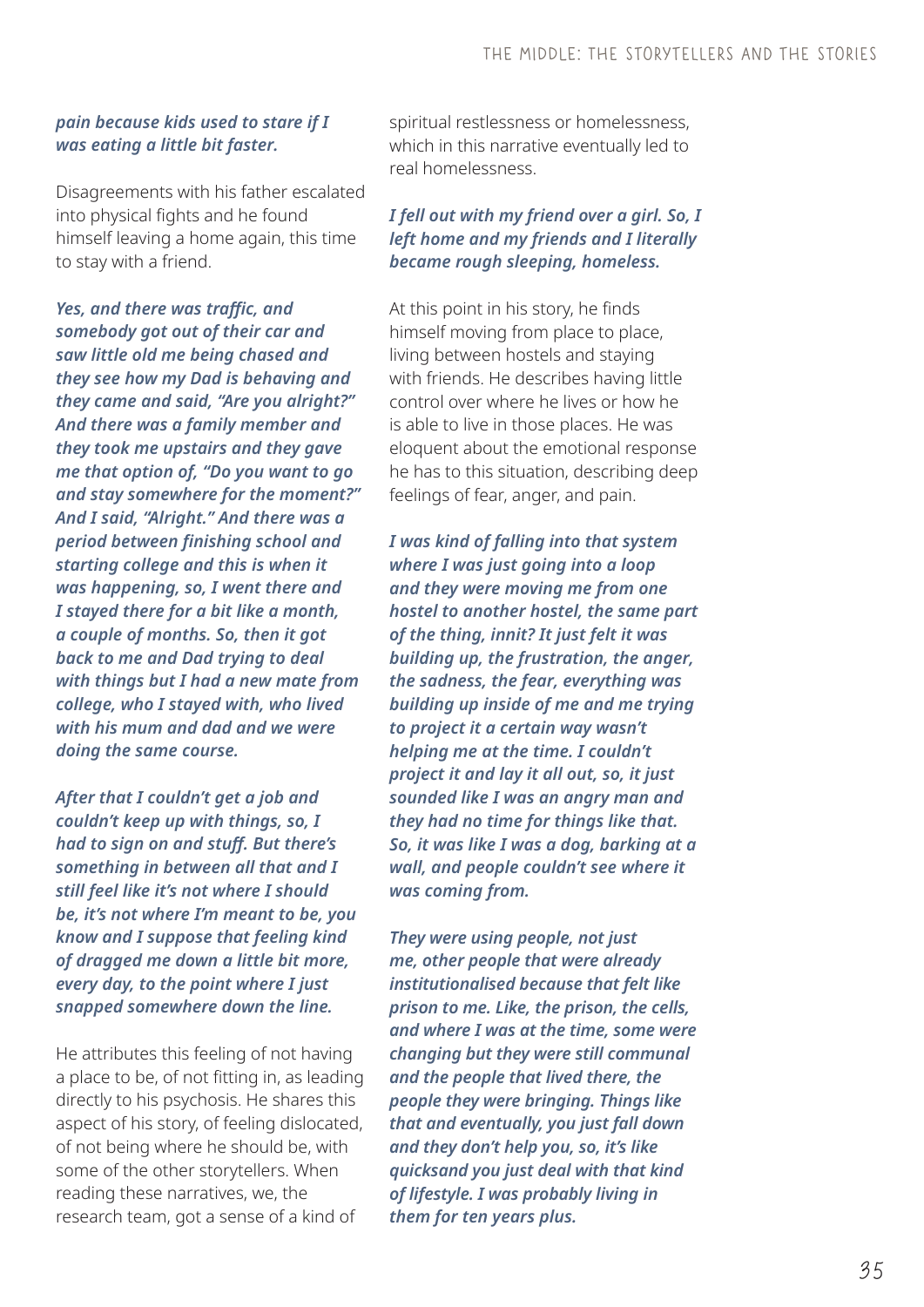***pain because kids used to stare if I was eating a little bit faster.***

Disagreements with his father escalated into physical fights and he found himself leaving a home again, this time to stay with a friend.

***Yes, and there was traffic, and somebody got out of their car and saw little old me being chased and they see how my Dad is behaving and they came and said, "Are you alright?" And there was a family member and they took me upstairs and they gave me that option of, "Do you want to go and stay somewhere for the moment?" And I said, "Alright." And there was a period between finishing school and starting college and this is when it was happening, so, I went there and I stayed there for a bit like a month, a couple of months. So, then it got back to me and Dad trying to deal with things but I had a new mate from college, who I stayed with, who lived with his mum and dad and we were doing the same course.***

***After that I couldn't get a job and couldn't keep up with things, so, I had to sign on and stuff. But there's something in between all that and I still feel like it's not where I should be, it's not where I'm meant to be, you know and I suppose that feeling kind of dragged me down a little bit more, every day, to the point where I just snapped somewhere down the line.***

He attributes this feeling of not having a place to be, of not fitting in, as leading directly to his psychosis. He shares this aspect of his story, of feeling dislocated, of not being where he should be, with some of the other storytellers. When reading these narratives, we, the research team, got a sense of a kind of spiritual restlessness or homelessness, which in this narrative eventually led to real homelessness.

***I fell out with my friend over a girl. So, I left home and my friends and I literally became rough sleeping, homeless.***

At this point in his story, he finds himself moving from place to place, living between hostels and staying with friends. He describes having little control over where he lives or how he is able to live in those places. He was eloquent about the emotional response he has to this situation, describing deep feelings of fear, anger, and pain.

***I was kind of falling into that system where I was just going into a loop and they were moving me from one hostel to another hostel, the same part of the thing, innit? It just felt it was building up, the frustration, the anger, the sadness, the fear, everything was building up inside of me and me trying to project it a certain way wasn't helping me at the time. I couldn't project it and lay it all out, so, it just sounded like I was an angry man and they had no time for things like that. So, it was like I was a dog, barking at a wall, and people couldn't see where it was coming from.***

***They were using people, not just me, other people that were already institutionalised because that felt like prison to me. Like, the prison, the cells, and where I was at the time, some were changing but they were still communal and the people that lived there, the people they were bringing. Things like that and eventually, you just fall down and they don't help you, so, it's like quicksand you just deal with that kind of lifestyle. I was probably living in them for ten years plus.***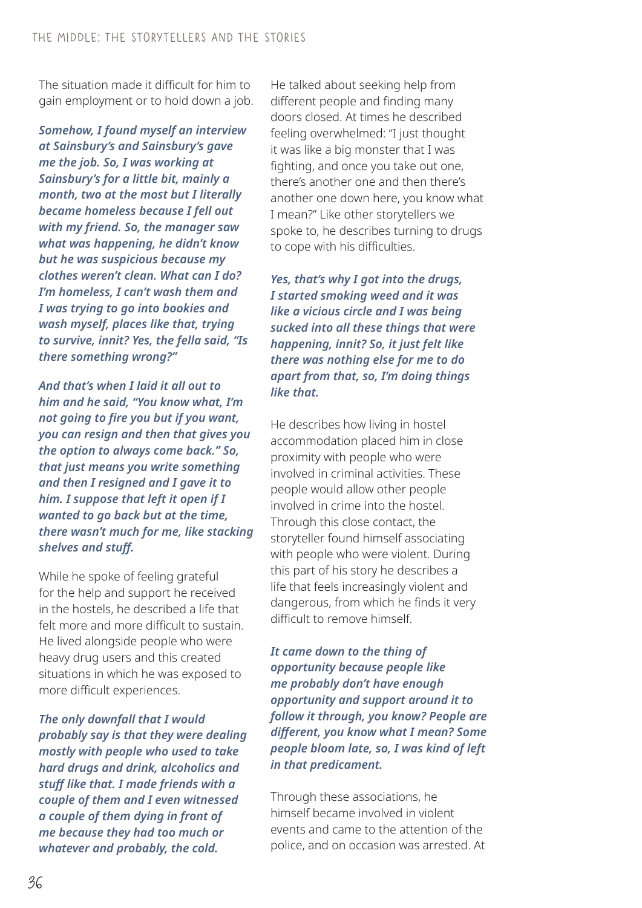The situation made it difficult for him to gain employment or to hold down a job.

***Somehow, I found myself an interview at Sainsbury's and Sainsbury's gave me the job. So, I was working at Sainsbury's for a little bit, mainly a month, two at the most but I literally became homeless because I fell out with my friend. So, the manager saw what was happening, he didn't know but he was suspicious because my clothes weren't clean. What can I do? I'm homeless, I can't wash them and I was trying to go into bookies and wash myself, places like that, trying to survive, innit? Yes, the fella said, "Is there something wrong?"***

***And that's when I laid it all out to him and he said, "You know what, I'm not going to fire you but if you want, you can resign and then that gives you the option to always come back." So, that just means you write something and then I resigned and I gave it to him. I suppose that left it open if I wanted to go back but at the time, there wasn't much for me, like stacking shelves and stuff.***

While he spoke of feeling grateful for the help and support he received in the hostels, he described a life that felt more and more difficult to sustain. He lived alongside people who were heavy drug users and this created situations in which he was exposed to more difficult experiences.

***The only downfall that I would probably say is that they were dealing mostly with people who used to take hard drugs and drink, alcoholics and stuff like that. I made friends with a couple of them and I even witnessed a couple of them dying in front of me because they had too much or whatever and probably, the cold.***

He talked about seeking help from different people and finding many doors closed. At times he described feeling overwhelmed: "I just thought it was like a big monster that I was fighting, and once you take out one, there's another one and then there's another one down here, you know what I mean?" Like other storytellers we spoke to, he describes turning to drugs to cope with his difficulties.

***Yes, that's why I got into the drugs, I started smoking weed and it was like a vicious circle and I was being sucked into all these things that were happening, innit? So, it just felt like there was nothing else for me to do apart from that, so, I'm doing things like that.***

He describes how living in hostel accommodation placed him in close proximity with people who were involved in criminal activities. These people would allow other people involved in crime into the hostel. Through this close contact, the storyteller found himself associating with people who were violent. During this part of his story he describes a life that feels increasingly violent and dangerous, from which he finds it very difficult to remove himself.

***It came down to the thing of opportunity because people like me probably don't have enough opportunity and support around it to follow it through, you know? People are different, you know what I mean? Some people bloom late, so, I was kind of left in that predicament.***

Through these associations, he himself became involved in violent events and came to the attention of the police, and on occasion was arrested. At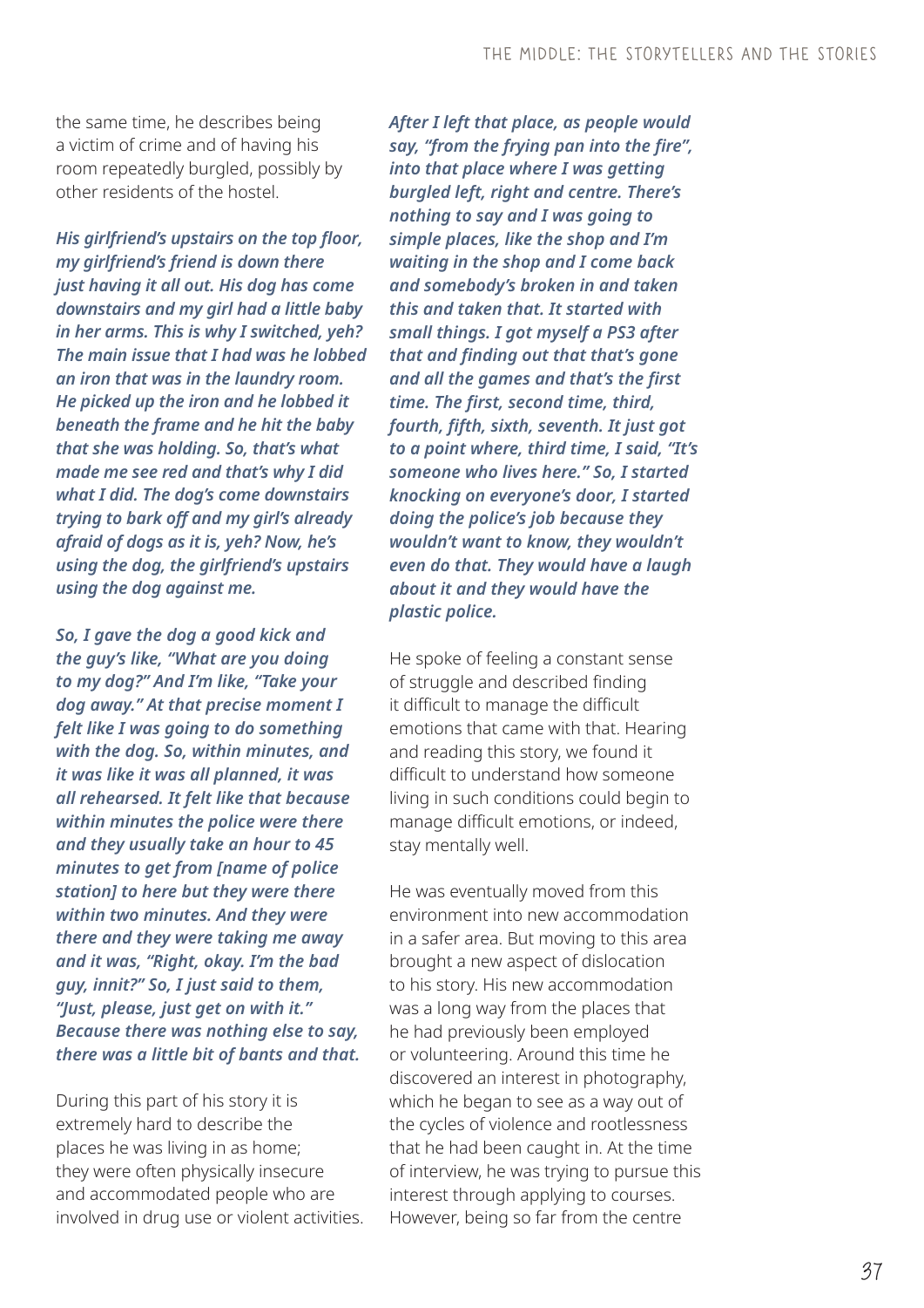the same time, he describes being a victim of crime and of having his room repeatedly burgled, possibly by other residents of the hostel.

***His girlfriend's upstairs on the top floor, my girlfriend's friend is down there just having it all out. His dog has come downstairs and my girl had a little baby in her arms. This is why I switched, yeh? The main issue that I had was he lobbed an iron that was in the laundry room. He picked up the iron and he lobbed it beneath the frame and he hit the baby that she was holding. So, that's what made me see red and that's why I did what I did. The dog's come downstairs trying to bark off and my girl's already afraid of dogs as it is, yeh? Now, he's using the dog, the girlfriend's upstairs using the dog against me.***

***So, I gave the dog a good kick and the guy's like, "What are you doing to my dog?" And I'm like, "Take your dog away." At that precise moment I felt like I was going to do something with the dog. So, within minutes, and it was like it was all planned, it was all rehearsed. It felt like that because within minutes the police were there and they usually take an hour to 45 minutes to get from [name of police station] to here but they were there within two minutes. And they were there and they were taking me away and it was, "Right, okay. I'm the bad guy, innit?" So, I just said to them, "Just, please, just get on with it." Because there was nothing else to say, there was a little bit of bants and that.***

During this part of his story it is extremely hard to describe the places he was living in as home; they were often physically insecure and accommodated people who are involved in drug use or violent activities.

***After I left that place, as people would say, "from the frying pan into the fire", into that place where I was getting burgled left, right and centre. There's nothing to say and I was going to simple places, like the shop and I'm waiting in the shop and I come back and somebody's broken in and taken this and taken that. It started with small things. I got myself a PS3 after that and finding out that that's gone and all the games and that's the first time. The first, second time, third, fourth, fifth, sixth, seventh. It just got to a point where, third time, I said, "It's someone who lives here." So, I started knocking on everyone's door, I started doing the police's job because they wouldn't want to know, they wouldn't even do that. They would have a laugh about it and they would have the plastic police.***

He spoke of feeling a constant sense of struggle and described finding it difficult to manage the difficult emotions that came with that. Hearing and reading this story, we found it difficult to understand how someone living in such conditions could begin to manage difficult emotions, or indeed, stay mentally well.

He was eventually moved from this environment into new accommodation in a safer area. But moving to this area brought a new aspect of dislocation to his story. His new accommodation was a long way from the places that he had previously been employed or volunteering. Around this time he discovered an interest in photography, which he began to see as a way out of the cycles of violence and rootlessness that he had been caught in. At the time of interview, he was trying to pursue this interest through applying to courses. However, being so far from the centre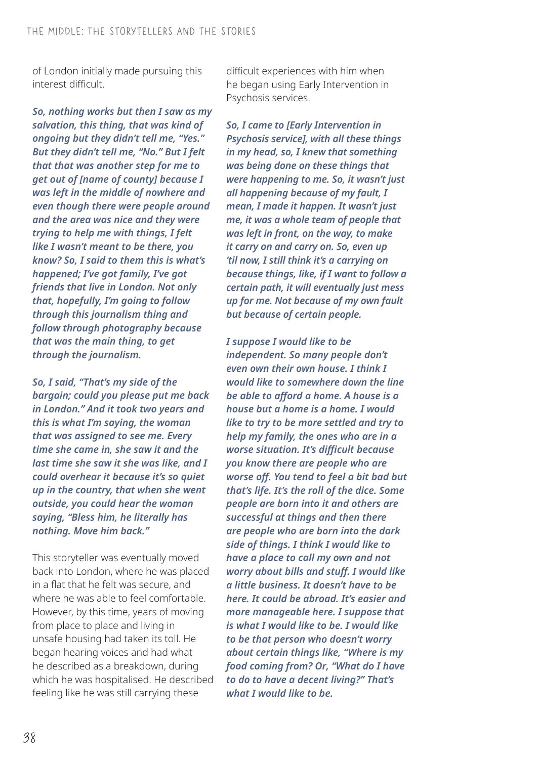of London initially made pursuing this interest difficult.

***So, nothing works but then I saw as my salvation, this thing, that was kind of ongoing but they didn't tell me, "Yes." But they didn't tell me, "No." But I felt that that was another step for me to get out of [name of county] because I was left in the middle of nowhere and even though there were people around and the area was nice and they were trying to help me with things, I felt like I wasn't meant to be there, you know? So, I said to them this is what's happened; I've got family, I've got friends that live in London. Not only that, hopefully, I'm going to follow through this journalism thing and follow through photography because that was the main thing, to get through the journalism.***

***So, I said, "That's my side of the bargain; could you please put me back in London." And it took two years and this is what I'm saying, the woman that was assigned to see me. Every time she came in, she saw it and the last time she saw it she was like, and I could overhear it because it's so quiet up in the country, that when she went outside, you could hear the woman saying, "Bless him, he literally has nothing. Move him back."***

This storyteller was eventually moved back into London, where he was placed in a flat that he felt was secure, and where he was able to feel comfortable. However, by this time, years of moving from place to place and living in unsafe housing had taken its toll. He began hearing voices and had what he described as a breakdown, during which he was hospitalised. He described feeling like he was still carrying these difficult experiences with him when he began using Early Intervention in Psychosis services.

***So, I came to [Early Intervention in Psychosis service], with all these things in my head, so, I knew that something was being done on these things that were happening to me. So, it wasn't just all happening because of my fault, I mean, I made it happen. It wasn't just me, it was a whole team of people that was left in front, on the way, to make it carry on and carry on. So, even up 'til now, I still think it's a carrying on because things, like, if I want to follow a certain path, it will eventually just mess up for me. Not because of my own fault but because of certain people.***

***I suppose I would like to be independent. So many people don't even own their own house. I think I would like to somewhere down the line be able to afford a home. A house is a house but a home is a home. I would like to try to be more settled and try to help my family, the ones who are in a worse situation. It's difficult because you know there are people who are worse off. You tend to feel a bit bad but that's life. It's the roll of the dice. Some people are born into it and others are successful at things and then there are people who are born into the dark side of things. I think I would like to have a place to call my own and not worry about bills and stuff. I would like a little business. It doesn't have to be here. It could be abroad. It's easier and more manageable here. I suppose that is what I would like to be. I would like to be that person who doesn't worry about certain things like, "Where is my food coming from? Or, "What do I have to do to have a decent living?" That's what I would like to be.***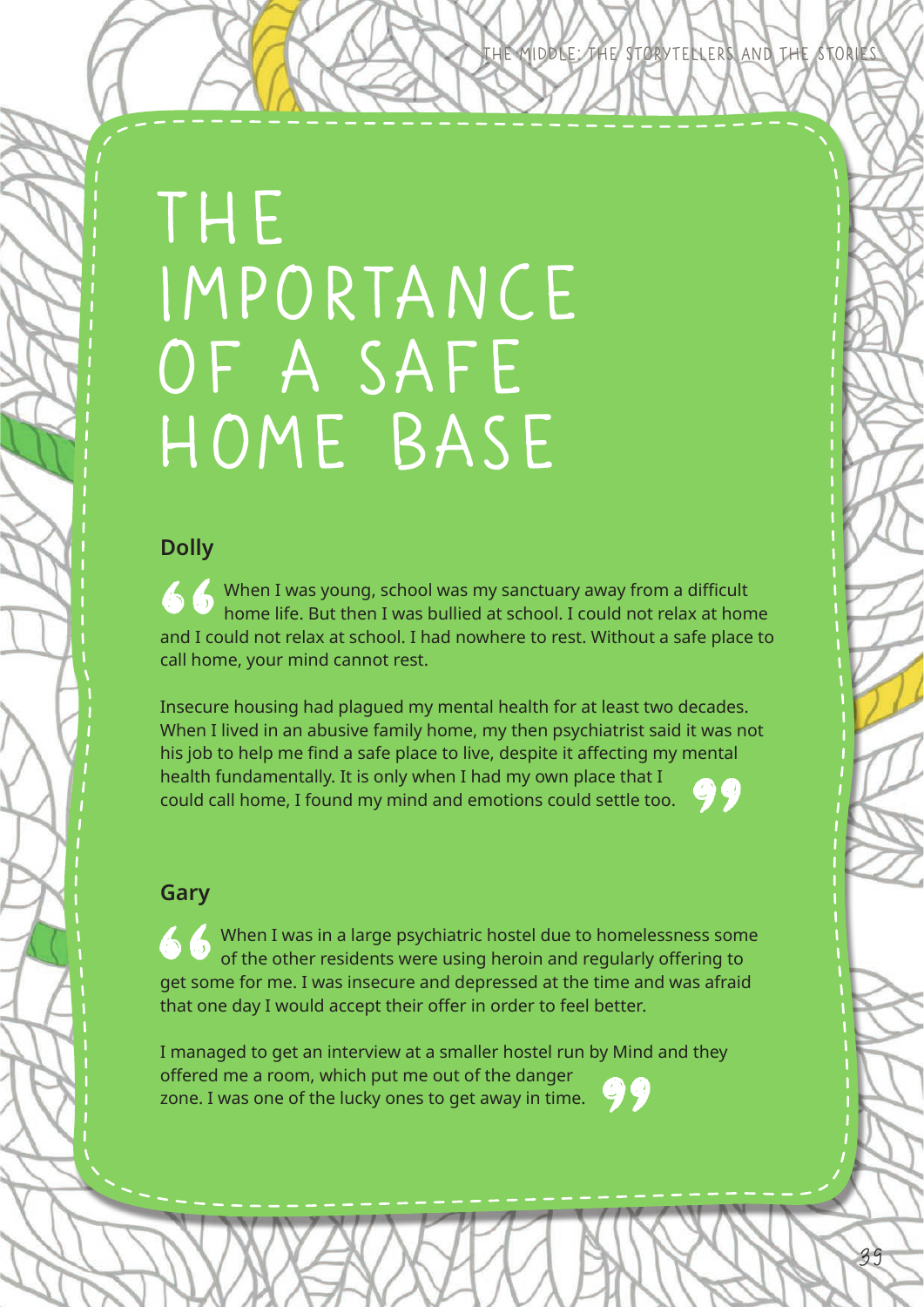# THE IMPORTANCE OF A SAFE HOME BASE

### Dolly

When I was young, school was my sanctuary away from a difficult home life. But then I was bullied at school. I could not relax at home and I could not relax at school. I had nowhere to rest. Without a safe place to call home, your mind cannot rest.

Insecure housing had plagued my mental health for at least two decades. When I lived in an abusive family home, my then psychiatrist said it was not his job to help me find a safe place to live, despite it affecting my mental health fundamentally. It is only when I had my own place that I could call home, I found my mind and emotions could settle too.

### Gary

When I was in a large psychiatric hostel due to homelessness some of the other residents were using heroin and regularly offering to get some for me. I was insecure and depressed at the time and was afraid that one day I would accept their offer in order to feel better.

I managed to get an interview at a smaller hostel run by Mind and they offered me a room, which put me out of the danger zone. I was one of the lucky ones to get away in time.